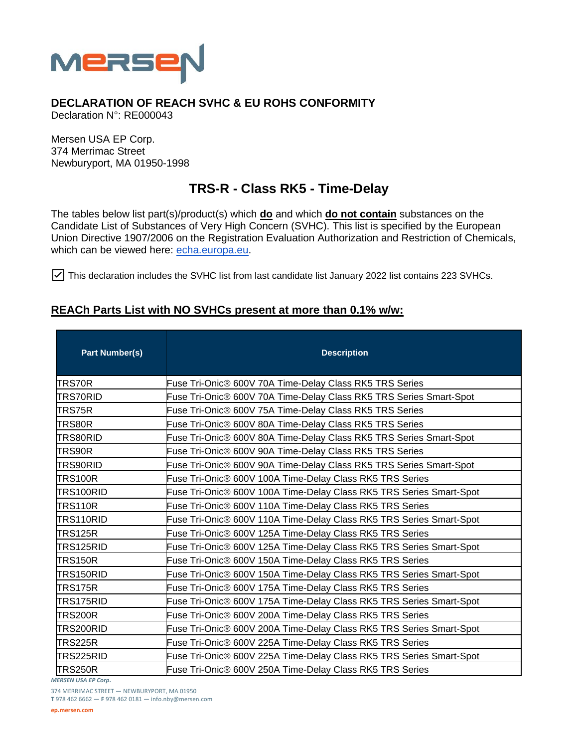**DECLARATION OF REACH SVHC & EU ROHS CONFORMITY**
Declaration N°: RE000043

Mersen USA EP Corp.
374 Merrimac Street
Newburyport, MA 01950-1998

# TRS-R - Class RK5 - Time-Delay

The tables below list part(s)/product(s) which **do** and which **do not contain** substances on the Candidate List of Substances of Very High Concern (SVHC). This list is specified by the European Union Directive 1907/2006 on the Registration Evaluation Authorization and Restriction of Chemicals, which can be viewed here: echa.europa.eu.

☑ This declaration includes the SVHC list from last candidate list January 2022 list contains 223 SVHCs.

## REACh Parts List with NO SVHCs present at more than 0.1% w/w:

| Part Number(s) | Description |
|---|---|
| TRS70R | Fuse Tri-Onic® 600V 70A Time-Delay Class RK5 TRS Series |
| TRS70RID | Fuse Tri-Onic® 600V 70A Time-Delay Class RK5 TRS Series Smart-Spot |
| TRS75R | Fuse Tri-Onic® 600V 75A Time-Delay Class RK5 TRS Series |
| TRS80R | Fuse Tri-Onic® 600V 80A Time-Delay Class RK5 TRS Series |
| TRS80RID | Fuse Tri-Onic® 600V 80A Time-Delay Class RK5 TRS Series Smart-Spot |
| TRS90R | Fuse Tri-Onic® 600V 90A Time-Delay Class RK5 TRS Series |
| TRS90RID | Fuse Tri-Onic® 600V 90A Time-Delay Class RK5 TRS Series Smart-Spot |
| TRS100R | Fuse Tri-Onic® 600V 100A Time-Delay Class RK5 TRS Series |
| TRS100RID | Fuse Tri-Onic® 600V 100A Time-Delay Class RK5 TRS Series Smart-Spot |
| TRS110R | Fuse Tri-Onic® 600V 110A Time-Delay Class RK5 TRS Series |
| TRS110RID | Fuse Tri-Onic® 600V 110A Time-Delay Class RK5 TRS Series Smart-Spot |
| TRS125R | Fuse Tri-Onic® 600V 125A Time-Delay Class RK5 TRS Series |
| TRS125RID | Fuse Tri-Onic® 600V 125A Time-Delay Class RK5 TRS Series Smart-Spot |
| TRS150R | Fuse Tri-Onic® 600V 150A Time-Delay Class RK5 TRS Series |
| TRS150RID | Fuse Tri-Onic® 600V 150A Time-Delay Class RK5 TRS Series Smart-Spot |
| TRS175R | Fuse Tri-Onic® 600V 175A Time-Delay Class RK5 TRS Series |
| TRS175RID | Fuse Tri-Onic® 600V 175A Time-Delay Class RK5 TRS Series Smart-Spot |
| TRS200R | Fuse Tri-Onic® 600V 200A Time-Delay Class RK5 TRS Series |
| TRS200RID | Fuse Tri-Onic® 600V 200A Time-Delay Class RK5 TRS Series Smart-Spot |
| TRS225R | Fuse Tri-Onic® 600V 225A Time-Delay Class RK5 TRS Series |
| TRS225RID | Fuse Tri-Onic® 600V 225A Time-Delay Class RK5 TRS Series Smart-Spot |
| TRS250R | Fuse Tri-Onic® 600V 250A Time-Delay Class RK5 TRS Series |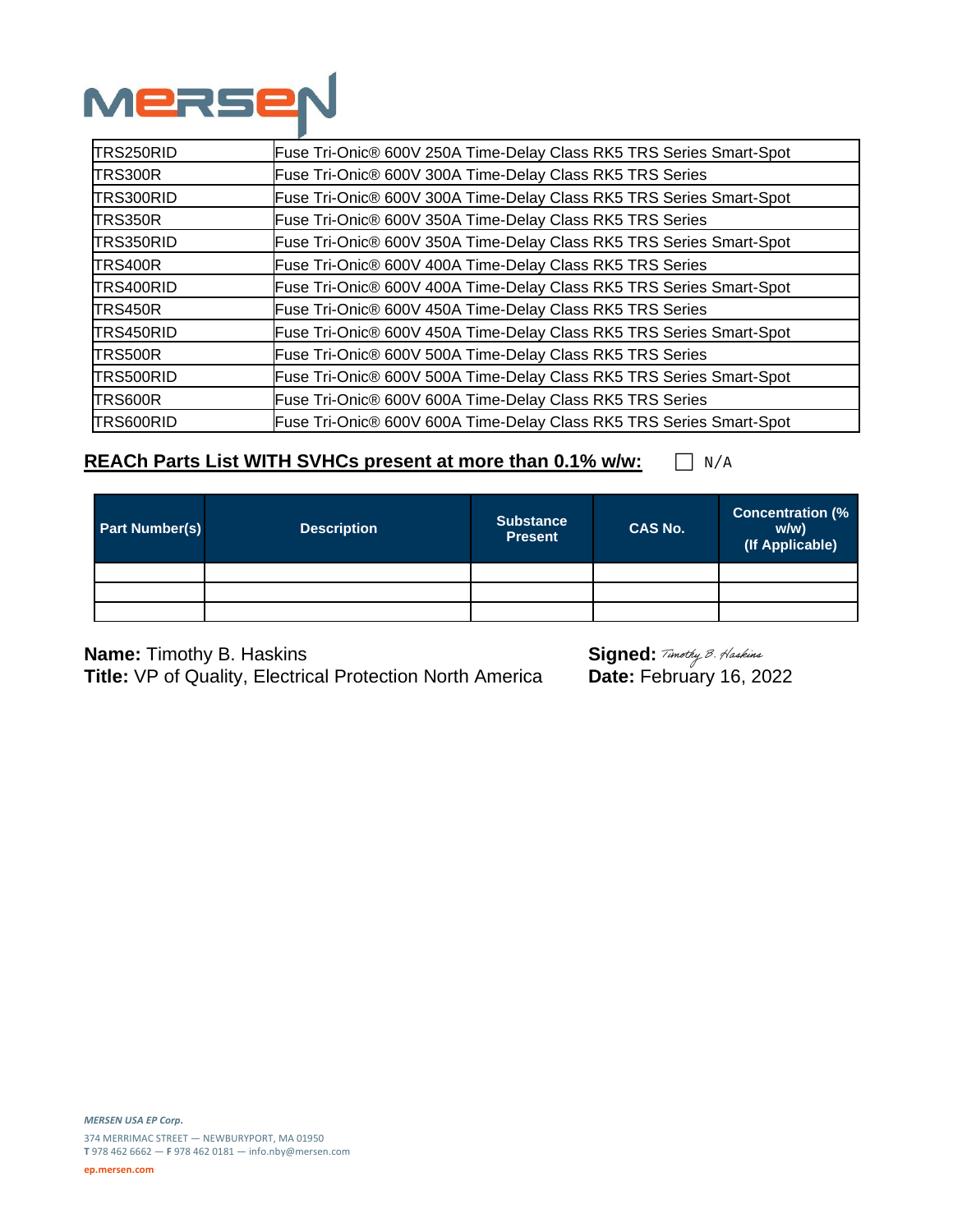| | |
|---|---|
| TRS250RID | Fuse Tri-Onic® 600V 250A Time-Delay Class RK5 TRS Series Smart-Spot |
| TRS300R | Fuse Tri-Onic® 600V 300A Time-Delay Class RK5 TRS Series |
| TRS300RID | Fuse Tri-Onic® 600V 300A Time-Delay Class RK5 TRS Series Smart-Spot |
| TRS350R | Fuse Tri-Onic® 600V 350A Time-Delay Class RK5 TRS Series |
| TRS350RID | Fuse Tri-Onic® 600V 350A Time-Delay Class RK5 TRS Series Smart-Spot |
| TRS400R | Fuse Tri-Onic® 600V 400A Time-Delay Class RK5 TRS Series |
| TRS400RID | Fuse Tri-Onic® 600V 400A Time-Delay Class RK5 TRS Series Smart-Spot |
| TRS450R | Fuse Tri-Onic® 600V 450A Time-Delay Class RK5 TRS Series |
| TRS450RID | Fuse Tri-Onic® 600V 450A Time-Delay Class RK5 TRS Series Smart-Spot |
| TRS500R | Fuse Tri-Onic® 600V 500A Time-Delay Class RK5 TRS Series |
| TRS500RID | Fuse Tri-Onic® 600V 500A Time-Delay Class RK5 TRS Series Smart-Spot |
| TRS600R | Fuse Tri-Onic® 600V 600A Time-Delay Class RK5 TRS Series |
| TRS600RID | Fuse Tri-Onic® 600V 600A Time-Delay Class RK5 TRS Series Smart-Spot |

**REACh Parts List WITH SVHCs present at more than 0.1% w/w:** ☐ N/A

| Part Number(s) | Description | Substance Present | CAS No. | Concentration (% w/w) (If Applicable) |
|---|---|---|---|---|
| | | | | |
| | | | | |
| | | | | |

**Name:** Timothy B. Haskins
**Title:** VP of Quality, Electrical Protection North America

**Signed:** Timothy B. Haskins
**Date:** February 16, 2022

*MERSEN USA EP Corp.*
374 MERRIMAC STREET — NEWBURYPORT, MA 01950
**T** 978 462 6662 — **F** 978 462 0181 — info.nby@mersen.com
**ep.mersen.com**